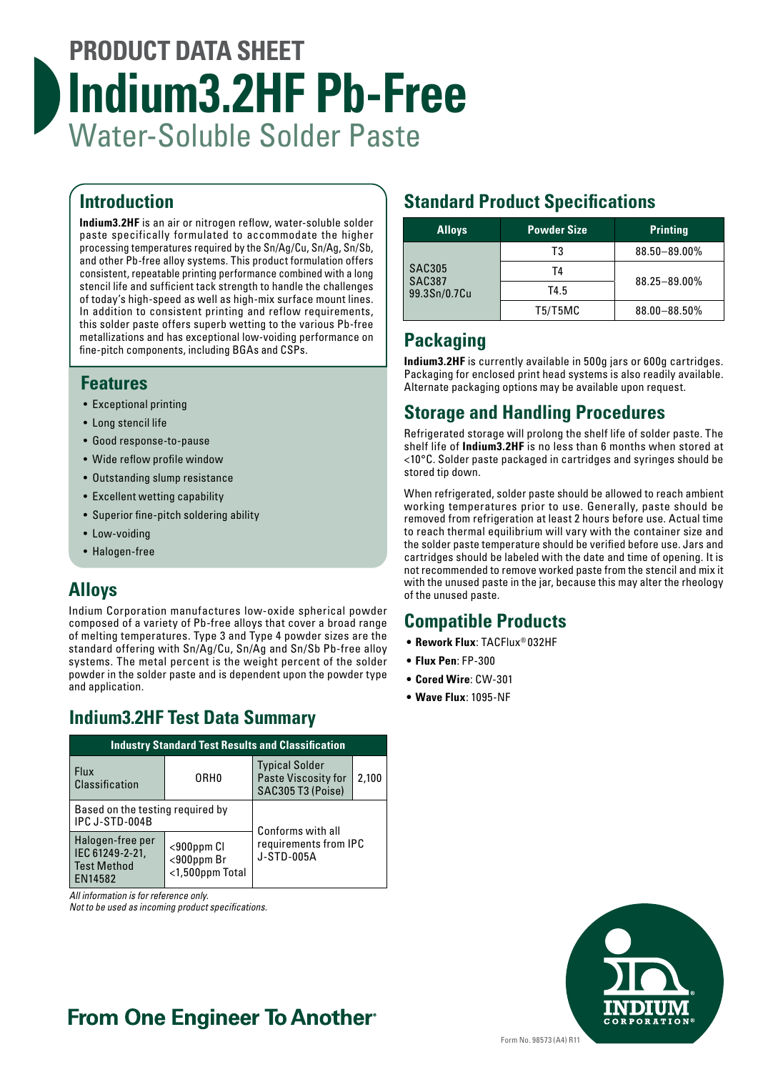# PRODUCT DATA SHEET

# Indium3.2HF Pb-Free

## Water-Soluble Solder Paste

## Introduction

**Indium3.2HF** is an air or nitrogen reflow, water-soluble solder paste specifically formulated to accommodate the higher processing temperatures required by the Sn/Ag/Cu, Sn/Ag, Sn/Sb, and other Pb-free alloy systems. This product formulation offers consistent, repeatable printing performance combined with a long stencil life and sufficient tack strength to handle the challenges of today's high-speed as well as high-mix surface mount lines. In addition to consistent printing and reflow requirements, this solder paste offers superb wetting to the various Pb-free metallizations and has exceptional low-voiding performance on fine-pitch components, including BGAs and CSPs.

## Features

- Exceptional printing
- Long stencil life
- Good response-to-pause
- Wide reflow profile window
- Outstanding slump resistance
- Excellent wetting capability
- Superior fine-pitch soldering ability
- Low-voiding
- Halogen-free

## Alloys

Indium Corporation manufactures low-oxide spherical powder composed of a variety of Pb-free alloys that cover a broad range of melting temperatures. Type 3 and Type 4 powder sizes are the standard offering with Sn/Ag/Cu, Sn/Ag and Sn/Sb Pb-free alloy systems. The metal percent is the weight percent of the solder powder in the solder paste and is dependent upon the powder type and application.

## Indium3.2HF Test Data Summary

| Industry Standard Test Results and Classification | | | |
|---|---|---|---|
| Flux Classification | ORH0 | Typical Solder Paste Viscosity for SAC305 T3 (Poise) | 2,100 |
| Based on the testing required by IPC J-STD-004B | | Conforms with all requirements from IPC J-STD-005A | |
| Halogen-free per IEC 61249-2-21, Test Method EN14582 | <900ppm Cl<br><900ppm Br<br><1,500ppm Total | | |

*All information is for reference only.*
*Not to be used as incoming product specifications.*

## Standard Product Specifications

| Alloys | Powder Size | Printing |
|---|---|---|
| SAC305<br>SAC387<br>99.3Sn/0.7Cu | T3 | 88.50–89.00% |
| | T4 | 88.25–89.00% |
| | T4.5 | 88.25–89.00% |
| | T5/T5MC | 88.00–88.50% |

## Packaging

**Indium3.2HF** is currently available in 500g jars or 600g cartridges. Packaging for enclosed print head systems is also readily available. Alternate packaging options may be available upon request.

## Storage and Handling Procedures

Refrigerated storage will prolong the shelf life of solder paste. The shelf life of **Indium3.2HF** is no less than 6 months when stored at <10°C. Solder paste packaged in cartridges and syringes should be stored tip down.

When refrigerated, solder paste should be allowed to reach ambient working temperatures prior to use. Generally, paste should be removed from refrigeration at least 2 hours before use. Actual time to reach thermal equilibrium will vary with the container size and the solder paste temperature should be verified before use. Jars and cartridges should be labeled with the date and time of opening. It is not recommended to remove worked paste from the stencil and mix it with the unused paste in the jar, because this may alter the rheology of the unused paste.

## Compatible Products

- **Rework Flux**: TACFlux® 032HF
- **Flux Pen**: FP-300
- **Cored Wire**: CW-301
- **Wave Flux**: 1095-NF

**From One Engineer To Another®**

INDIUM CORPORATION®

Form No. 98573 (A4) R11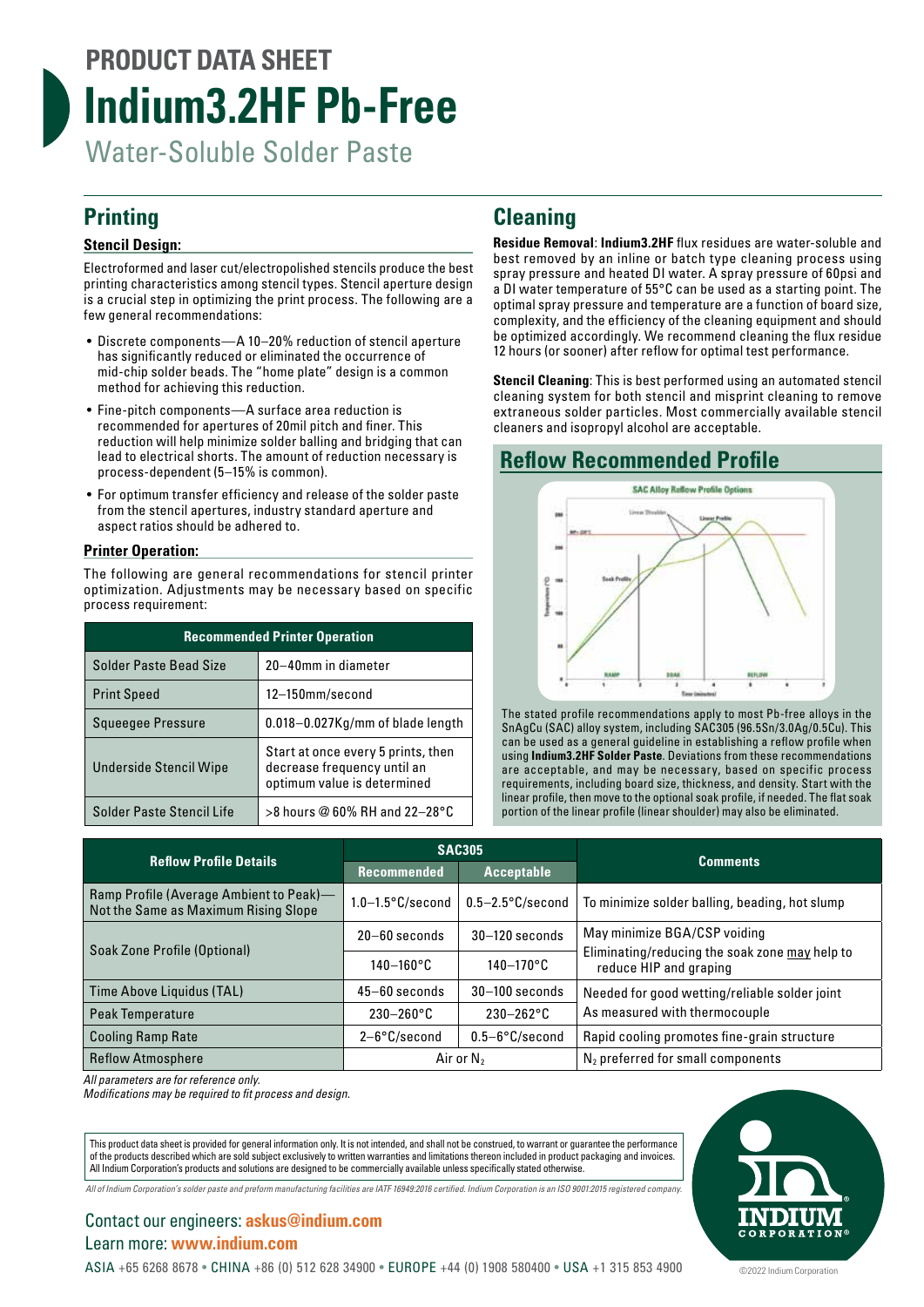# PRODUCT DATA SHEET

# Indium3.2HF Pb-Free

Water-Soluble Solder Paste

## Printing

### Stencil Design:

Electroformed and laser cut/electropolished stencils produce the best printing characteristics among stencil types. Stencil aperture design is a crucial step in optimizing the print process. The following are a few general recommendations:

- Discrete components—A 10–20% reduction of stencil aperture has significantly reduced or eliminated the occurrence of mid-chip solder beads. The "home plate" design is a common method for achieving this reduction.
- Fine-pitch components—A surface area reduction is recommended for apertures of 20mil pitch and finer. This reduction will help minimize solder balling and bridging that can lead to electrical shorts. The amount of reduction necessary is process-dependent (5–15% is common).
- For optimum transfer efficiency and release of the solder paste from the stencil apertures, industry standard aperture and aspect ratios should be adhered to.

### Printer Operation:

The following are general recommendations for stencil printer optimization. Adjustments may be necessary based on specific process requirement:

| Recommended Printer Operation | |
|---|---|
| Solder Paste Bead Size | 20–40mm in diameter |
| Print Speed | 12–150mm/second |
| Squeegee Pressure | 0.018–0.027Kg/mm of blade length |
| Underside Stencil Wipe | Start at once every 5 prints, then decrease frequency until an optimum value is determined |
| Solder Paste Stencil Life | >8 hours @ 60% RH and 22–28°C |

## Cleaning

**Residue Removal**: **Indium3.2HF** flux residues are water-soluble and best removed by an inline or batch type cleaning process using spray pressure and heated DI water. A spray pressure of 60psi and a DI water temperature of 55°C can be used as a starting point. The optimal spray pressure and temperature are a function of board size, complexity, and the efficiency of the cleaning equipment and should be optimized accordingly. We recommend cleaning the flux residue 12 hours (or sooner) after reflow for optimal test performance.

**Stencil Cleaning**: This is best performed using an automated stencil cleaning system for both stencil and misprint cleaning to remove extraneous solder particles. Most commercially available stencil cleaners and isopropyl alcohol are acceptable.

## Reflow Recommended Profile

SAC Alloy Reflow Profile Options

Linear Shoulder

Linear Profile

MP = 218°C

Soak Profile

Temperature (°C)

RAMP

SOAK

REFLOW

Time (minutes)

The stated profile recommendations apply to most Pb-free alloys in the SnAgCu (SAC) alloy system, including SAC305 (96.5Sn/3.0Ag/0.5Cu). This can be used as a general guideline in establishing a reflow profile when using **Indium3.2HF Solder Paste**. Deviations from these recommendations are acceptable, and may be necessary, based on specific process requirements, including board size, thickness, and density. Start with the linear profile, then move to the optional soak profile, if needed. The flat soak portion of the linear profile (linear shoulder) may also be eliminated.

| Reflow Profile Details | SAC305 | | Comments |
|---|---|---|---|
| | Recommended | Acceptable | |
| Ramp Profile (Average Ambient to Peak)—Not the Same as Maximum Rising Slope | 1.0–1.5°C/second | 0.5–2.5°C/second | To minimize solder balling, beading, hot slump |
| Soak Zone Profile (Optional) | 20–60 seconds | 30–120 seconds | May minimize BGA/CSP voiding |
| | 140–160°C | 140–170°C | Eliminating/reducing the soak zone may help to reduce HIP and graping |
| Time Above Liquidus (TAL) | 45–60 seconds | 30–100 seconds | Needed for good wetting/reliable solder joint |
| Peak Temperature | 230–260°C | 230–262°C | As measured with thermocouple |
| Cooling Ramp Rate | 2–6°C/second | 0.5–6°C/second | Rapid cooling promotes fine-grain structure |
| Reflow Atmosphere | Air or $N_2$ | | $N_2$ preferred for small components |

*All parameters are for reference only.*
*Modifications may be required to fit process and design.*

This product data sheet is provided for general information only. It is not intended, and shall not be construed, to warrant or guarantee the performance of the products described which are sold subject exclusively to written warranties and limitations thereon included in product packaging and invoices. All Indium Corporation's products and solutions are designed to be commercially available unless specifically stated otherwise.

*All of Indium Corporation's solder paste and preform manufacturing facilities are IATF 16949:2016 certified. Indium Corporation is an ISO 9001:2015 registered company.*

Contact our engineers: **askus@indium.com**
Learn more: **www.indium.com**

ASIA +65 6268 8678 • CHINA +86 (0) 512 628 34900 • EUROPE +44 (0) 1908 580400 • USA +1 315 853 4900

INDIUM CORPORATION®

©2022 Indium Corporation